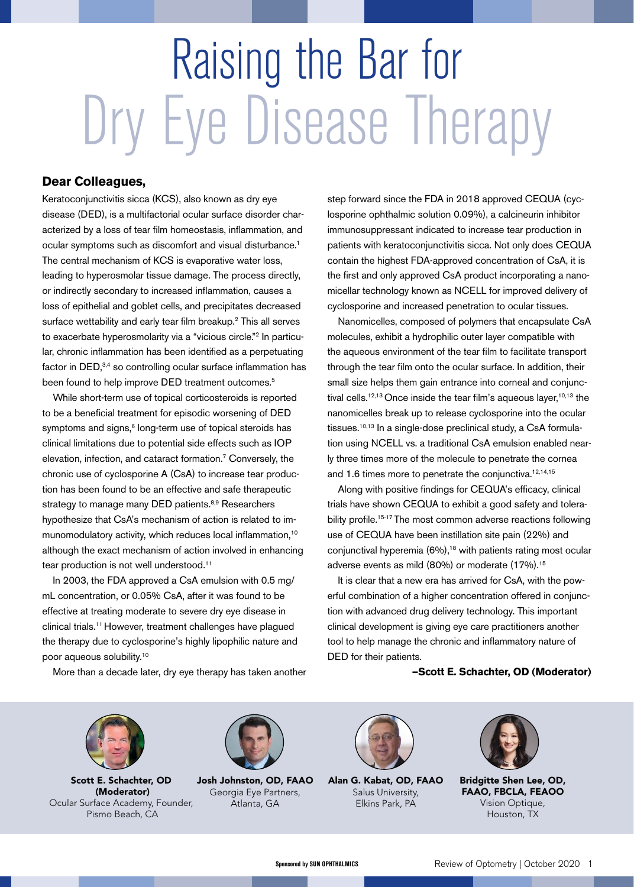# Raising the Bar for Dry Eye Disease Therapy

**Dear Colleagues,**

Keratoconjunctivitis sicca (KCS), also known as dry eye disease (DED), is a multifactorial ocular surface disorder characterized by a loss of tear film homeostasis, inflammation, and ocular symptoms such as discomfort and visual disturbance.[1] The central mechanism of KCS is evaporative water loss, leading to hyperosmolar tissue damage. The process directly, or indirectly secondary to increased inflammation, causes a loss of epithelial and goblet cells, and precipitates decreased surface wettability and early tear film breakup.[2] This all serves to exacerbate hyperosmolarity via a "vicious circle."[2] In particular, chronic inflammation has been identified as a perpetuating factor in DED,[3,4] so controlling ocular surface inflammation has been found to help improve DED treatment outcomes.[5]

While short-term use of topical corticosteroids is reported to be a beneficial treatment for episodic worsening of DED symptoms and signs,[6] long-term use of topical steroids has clinical limitations due to potential side effects such as IOP elevation, infection, and cataract formation.[7] Conversely, the chronic use of cyclosporine A (CsA) to increase tear production has been found to be an effective and safe therapeutic strategy to manage many DED patients.[8,9] Researchers hypothesize that CsA's mechanism of action is related to immunomodulatory activity, which reduces local inflammation,[10] although the exact mechanism of action involved in enhancing tear production is not well understood.[11]

In 2003, the FDA approved a CsA emulsion with 0.5 mg/mL concentration, or 0.05% CsA, after it was found to be effective at treating moderate to severe dry eye disease in clinical trials.[11] However, treatment challenges have plagued the therapy due to cyclosporine's highly lipophilic nature and poor aqueous solubility.[10]

More than a decade later, dry eye therapy has taken another step forward since the FDA in 2018 approved CEQUA (cyclosporine ophthalmic solution 0.09%), a calcineurin inhibitor immunosuppressant indicated to increase tear production in patients with keratoconjunctivitis sicca. Not only does CEQUA contain the highest FDA-approved concentration of CsA, it is the first and only approved CsA product incorporating a nanomicellar technology known as NCELL for improved delivery of cyclosporine and increased penetration to ocular tissues.

Nanomicelles, composed of polymers that encapsulate CsA molecules, exhibit a hydrophilic outer layer compatible with the aqueous environment of the tear film to facilitate transport through the tear film onto the ocular surface. In addition, their small size helps them gain entrance into corneal and conjunctival cells.[12,13] Once inside the tear film's aqueous layer,[10,13] the nanomicelles break up to release cyclosporine into the ocular tissues.[10,13] In a single-dose preclinical study, a CsA formulation using NCELL vs. a traditional CsA emulsion enabled nearly three times more of the molecule to penetrate the cornea and 1.6 times more to penetrate the conjunctiva.[12,14,15]

Along with positive findings for CEQUA's efficacy, clinical trials have shown CEQUA to exhibit a good safety and tolerability profile.[15-17] The most common adverse reactions following use of CEQUA have been instillation site pain (22%) and conjunctival hyperemia (6%),[18] with patients rating most ocular adverse events as mild (80%) or moderate (17%).[15]

It is clear that a new era has arrived for CsA, with the powerful combination of a higher concentration offered in conjunction with advanced drug delivery technology. This important clinical development is giving eye care practitioners another tool to help manage the chronic and inflammatory nature of DED for their patients.

**–Scott E. Schachter, OD (Moderator)**

**Scott E. Schachter, OD (Moderator)**
Ocular Surface Academy, Founder, Pismo Beach, CA

**Josh Johnston, OD, FAAO**
Georgia Eye Partners, Atlanta, GA

**Alan G. Kabat, OD, FAAO**
Salus University, Elkins Park, PA

**Bridgitte Shen Lee, OD, FAAO, FBCLA, FEAOO**
Vision Optique, Houston, TX

Sponsored by SUN OPHTHALMICS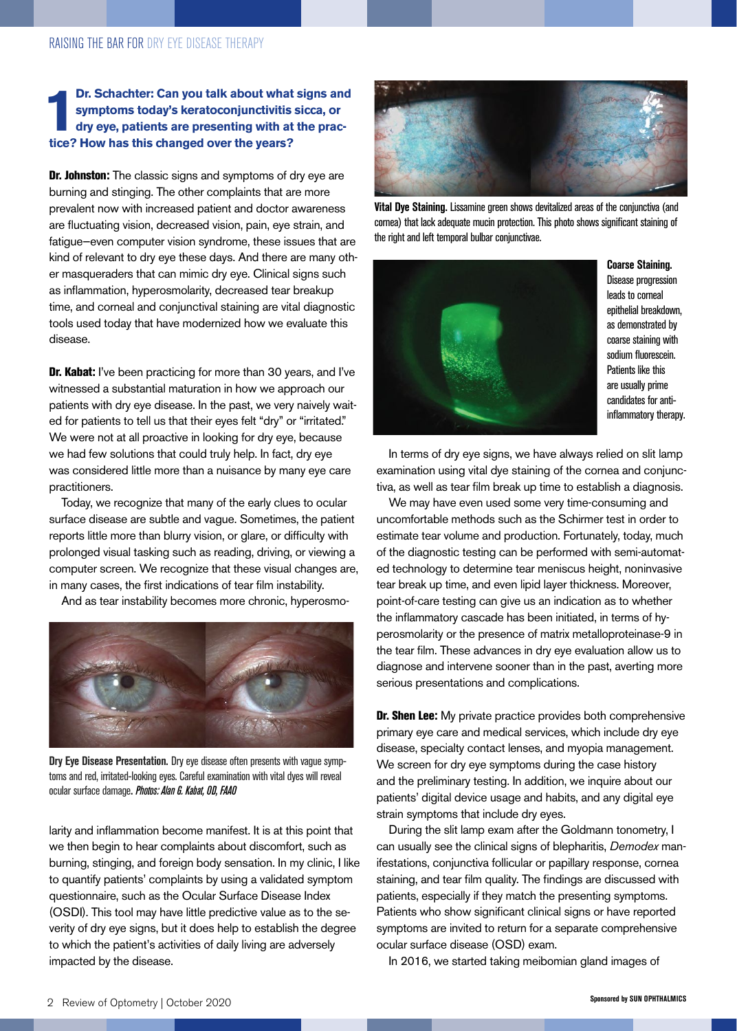**1 Dr. Schachter: Can you talk about what signs and symptoms today's keratoconjunctivitis sicca, or dry eye, patients are presenting with at the practice? How has this changed over the years?**

**Dr. Johnston:** The classic signs and symptoms of dry eye are burning and stinging. The other complaints that are more prevalent now with increased patient and doctor awareness are fluctuating vision, decreased vision, pain, eye strain, and fatigue—even computer vision syndrome, these issues that are kind of relevant to dry eye these days. And there are many other masqueraders that can mimic dry eye. Clinical signs such as inflammation, hyperosmolarity, decreased tear breakup time, and corneal and conjunctival staining are vital diagnostic tools used today that have modernized how we evaluate this disease.

**Dr. Kabat:** I've been practicing for more than 30 years, and I've witnessed a substantial maturation in how we approach our patients with dry eye disease. In the past, we very naively waited for patients to tell us that their eyes felt "dry" or "irritated." We were not at all proactive in looking for dry eye, because we had few solutions that could truly help. In fact, dry eye was considered little more than a nuisance by many eye care practitioners.

Today, we recognize that many of the early clues to ocular surface disease are subtle and vague. Sometimes, the patient reports little more than blurry vision, or glare, or difficulty with prolonged visual tasking such as reading, driving, or viewing a computer screen. We recognize that these visual changes are, in many cases, the first indications of tear film instability.

And as tear instability becomes more chronic, hyperosmolarity and inflammation become manifest. It is at this point that we then begin to hear complaints about discomfort, such as burning, stinging, and foreign body sensation. In my clinic, I like to quantify patients' complaints by using a validated symptom questionnaire, such as the Ocular Surface Disease Index (OSDI). This tool may have little predictive value as to the severity of dry eye signs, but it does help to establish the degree to which the patient's activities of daily living are adversely impacted by the disease.

**Dry Eye Disease Presentation.** Dry eye disease often presents with vague symptoms and red, irritated-looking eyes. Careful examination with vital dyes will reveal ocular surface damage. *Photos: Alan G. Kabat, OD, FAAO*

**Vital Dye Staining.** Lissamine green shows devitalized areas of the conjunctiva (and cornea) that lack adequate mucin protection. This photo shows significant staining of the right and left temporal bulbar conjunctivae.

**Coarse Staining.** Disease progression leads to corneal epithelial breakdown, as demonstrated by coarse staining with sodium fluorescein. Patients like this are usually prime candidates for anti-inflammatory therapy.

In terms of dry eye signs, we have always relied on slit lamp examination using vital dye staining of the cornea and conjunctiva, as well as tear film break up time to establish a diagnosis.

We may have even used some very time-consuming and uncomfortable methods such as the Schirmer test in order to estimate tear volume and production. Fortunately, today, much of the diagnostic testing can be performed with semi-automated technology to determine tear meniscus height, noninvasive tear break up time, and even lipid layer thickness. Moreover, point-of-care testing can give us an indication as to whether the inflammatory cascade has been initiated, in terms of hyperosmolarity or the presence of matrix metalloproteinase-9 in the tear film. These advances in dry eye evaluation allow us to diagnose and intervene sooner than in the past, averting more serious presentations and complications.

**Dr. Shen Lee:** My private practice provides both comprehensive primary eye care and medical services, which include dry eye disease, specialty contact lenses, and myopia management. We screen for dry eye symptoms during the case history and the preliminary testing. In addition, we inquire about our patients' digital device usage and habits, and any digital eye strain symptoms that include dry eyes.

During the slit lamp exam after the Goldmann tonometry, I can usually see the clinical signs of blepharitis, *Demodex* manifestations, conjunctiva follicular or papillary response, cornea staining, and tear film quality. The findings are discussed with patients, especially if they match the presenting symptoms. Patients who show significant clinical signs or have reported symptoms are invited to return for a separate comprehensive ocular surface disease (OSD) exam.

In 2016, we started taking meibomian gland images of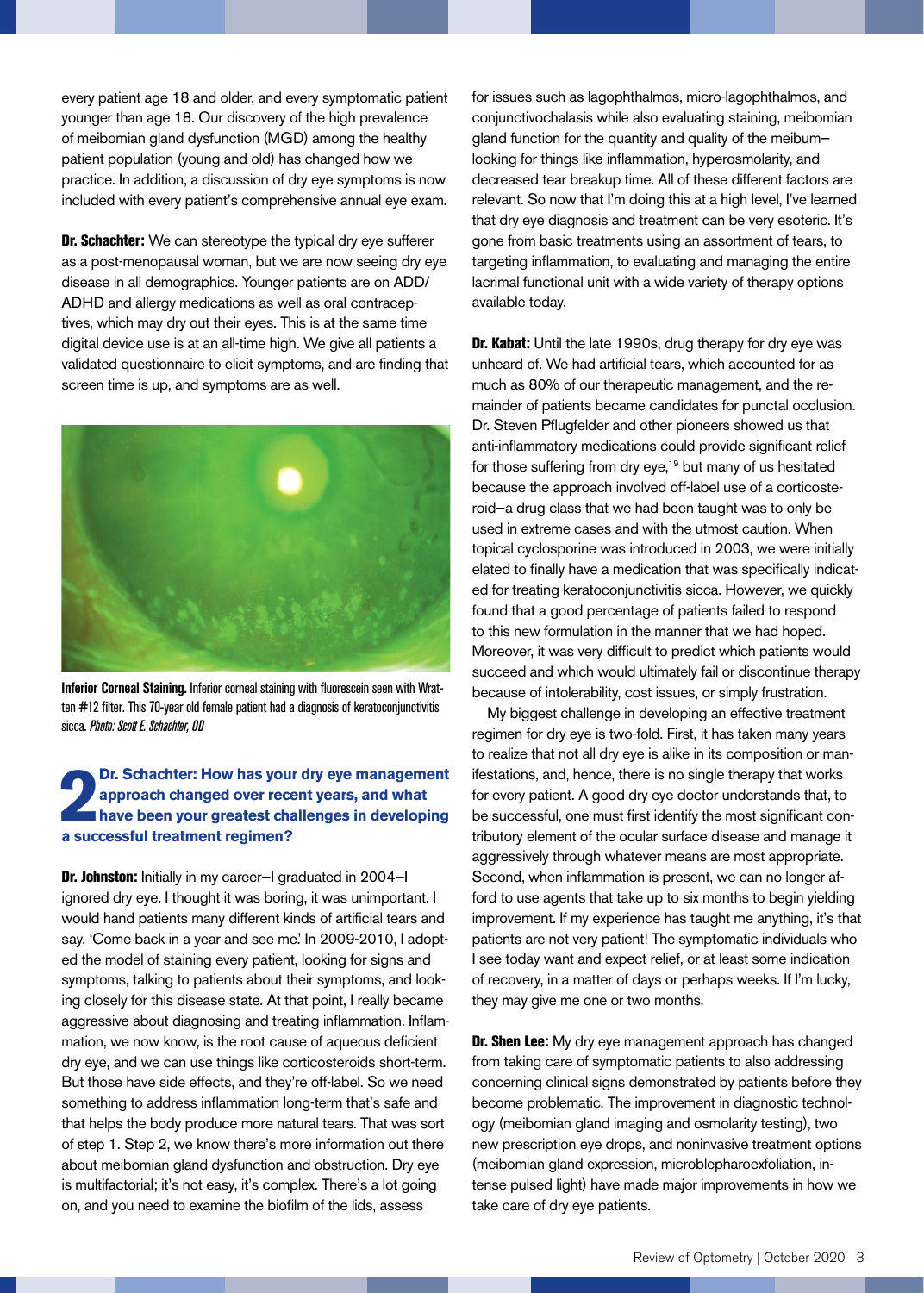every patient age 18 and older, and every symptomatic patient younger than age 18. Our discovery of the high prevalence of meibomian gland dysfunction (MGD) among the healthy patient population (young and old) has changed how we practice. In addition, a discussion of dry eye symptoms is now included with every patient's comprehensive annual eye exam.

**Dr. Schachter:** We can stereotype the typical dry eye sufferer as a post-menopausal woman, but we are now seeing dry eye disease in all demographics. Younger patients are on ADD/ADHD and allergy medications as well as oral contraceptives, which may dry out their eyes. This is at the same time digital device use is at an all-time high. We give all patients a validated questionnaire to elicit symptoms, and are finding that screen time is up, and symptoms are as well.

**Inferior Corneal Staining.** Inferior corneal staining with fluorescein seen with Wratten #12 filter. This 70-year old female patient had a diagnosis of keratoconjunctivitis sicca. *Photo: Scott E. Schachter, OD*

## 2 Dr. Schachter: How has your dry eye management approach changed over recent years, and what have been your greatest challenges in developing a successful treatment regimen?

**Dr. Johnston:** Initially in my career—I graduated in 2004—I ignored dry eye. I thought it was boring, it was unimportant. I would hand patients many different kinds of artificial tears and say, 'Come back in a year and see me.' In 2009-2010, I adopted the model of staining every patient, looking for signs and symptoms, talking to patients about their symptoms, and looking closely for this disease state. At that point, I really became aggressive about diagnosing and treating inflammation. Inflammation, we now know, is the root cause of aqueous deficient dry eye, and we can use things like corticosteroids short-term. But those have side effects, and they're off-label. So we need something to address inflammation long-term that's safe and that helps the body produce more natural tears. That was sort of step 1. Step 2, we know there's more information out there about meibomian gland dysfunction and obstruction. Dry eye is multifactorial; it's not easy, it's complex. There's a lot going on, and you need to examine the biofilm of the lids, assess for issues such as lagophthalmos, micro-lagophthalmos, and conjunctivochalasis while also evaluating staining, meibomian gland function for the quantity and quality of the meibum—looking for things like inflammation, hyperosmolarity, and decreased tear breakup time. All of these different factors are relevant. So now that I'm doing this at a high level, I've learned that dry eye diagnosis and treatment can be very esoteric. It's gone from basic treatments using an assortment of tears, to targeting inflammation, to evaluating and managing the entire lacrimal functional unit with a wide variety of therapy options available today.

**Dr. Kabat:** Until the late 1990s, drug therapy for dry eye was unheard of. We had artificial tears, which accounted for as much as 80% of our therapeutic management, and the remainder of patients became candidates for punctal occlusion. Dr. Steven Pflugfelder and other pioneers showed us that anti-inflammatory medications could provide significant relief for those suffering from dry eye,[19] but many of us hesitated because the approach involved off-label use of a corticosteroid—a drug class that we had been taught was to only be used in extreme cases and with the utmost caution. When topical cyclosporine was introduced in 2003, we were initially elated to finally have a medication that was specifically indicated for treating keratoconjunctivitis sicca. However, we quickly found that a good percentage of patients failed to respond to this new formulation in the manner that we had hoped. Moreover, it was very difficult to predict which patients would succeed and which would ultimately fail or discontinue therapy because of intolerability, cost issues, or simply frustration.

My biggest challenge in developing an effective treatment regimen for dry eye is two-fold. First, it has taken many years to realize that not all dry eye is alike in its composition or manifestations, and, hence, there is no single therapy that works for every patient. A good dry eye doctor understands that, to be successful, one must first identify the most significant contributory element of the ocular surface disease and manage it aggressively through whatever means are most appropriate. Second, when inflammation is present, we can no longer afford to use agents that take up to six months to begin yielding improvement. If my experience has taught me anything, it's that patients are not very patient! The symptomatic individuals who I see today want and expect relief, or at least some indication of recovery, in a matter of days or perhaps weeks. If I'm lucky, they may give me one or two months.

**Dr. Shen Lee:** My dry eye management approach has changed from taking care of symptomatic patients to also addressing concerning clinical signs demonstrated by patients before they become problematic. The improvement in diagnostic technology (meibomian gland imaging and osmolarity testing), two new prescription eye drops, and noninvasive treatment options (meibomian gland expression, microblepharoexfoliation, intense pulsed light) have made major improvements in how we take care of dry eye patients.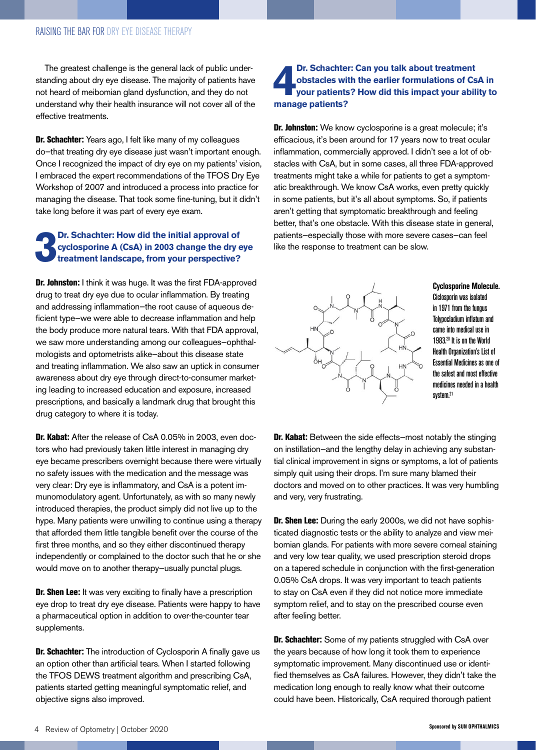The greatest challenge is the general lack of public understanding about dry eye disease. The majority of patients have not heard of meibomian gland dysfunction, and they do not understand why their health insurance will not cover all of the effective treatments.

**Dr. Schachter:** Years ago, I felt like many of my colleagues do—that treating dry eye disease just wasn't important enough. Once I recognized the impact of dry eye on my patients' vision, I embraced the expert recommendations of the TFOS Dry Eye Workshop of 2007 and introduced a process into practice for managing the disease. That took some fine-tuning, but it didn't take long before it was part of every eye exam.

### 3 Dr. Schachter: How did the initial approval of cyclosporine A (CsA) in 2003 change the dry eye treatment landscape, from your perspective?

**Dr. Johnston:** I think it was huge. It was the first FDA-approved drug to treat dry eye due to ocular inflammation. By treating and addressing inflammation—the root cause of aqueous deficient type—we were able to decrease inflammation and help the body produce more natural tears. With that FDA approval, we saw more understanding among our colleagues—ophthalmologists and optometrists alike—about this disease state and treating inflammation. We also saw an uptick in consumer awareness about dry eye through direct-to-consumer marketing leading to increased education and exposure, increased prescriptions, and basically a landmark drug that brought this drug category to where it is today.

**Dr. Kabat:** After the release of CsA 0.05% in 2003, even doctors who had previously taken little interest in managing dry eye became prescribers overnight because there were virtually no safety issues with the medication and the message was very clear: Dry eye is inflammatory, and CsA is a potent immunomodulatory agent. Unfortunately, as with so many newly introduced therapies, the product simply did not live up to the hype. Many patients were unwilling to continue using a therapy that afforded them little tangible benefit over the course of the first three months, and so they either discontinued therapy independently or complained to the doctor such that he or she would move on to another therapy—usually punctal plugs.

**Dr. Shen Lee:** It was very exciting to finally have a prescription eye drop to treat dry eye disease. Patients were happy to have a pharmaceutical option in addition to over-the-counter tear supplements.

**Dr. Schachter:** The introduction of Cyclosporin A finally gave us an option other than artificial tears. When I started following the TFOS DEWS treatment algorithm and prescribing CsA, patients started getting meaningful symptomatic relief, and objective signs also improved.

### 4 Dr. Schachter: Can you talk about treatment obstacles with the earlier formulations of CsA in your patients? How did this impact your ability to manage patients?

**Dr. Johnston:** We know cyclosporine is a great molecule; it's efficacious, it's been around for 17 years now to treat ocular inflammation, commercially approved. I didn't see a lot of obstacles with CsA, but in some cases, all three FDA-approved treatments might take a while for patients to get a symptomatic breakthrough. We know CsA works, even pretty quickly in some patients, but it's all about symptoms. So, if patients aren't getting that symptomatic breakthrough and feeling better, that's one obstacle. With this disease state in general, patients—especially those with more severe cases—can feel like the response to treatment can be slow.

**Cyclosporine Molecule.** Ciclosporin was isolated in 1971 from the fungus Tolypocladium inflatum and came into medical use in 1983.[20] It is on the World Health Organization's List of Essential Medicines as one of the safest and most effective medicines needed in a health system.[21]

**Dr. Kabat:** Between the side effects—most notably the stinging on instillation—and the lengthy delay in achieving any substantial clinical improvement in signs or symptoms, a lot of patients simply quit using their drops. I'm sure many blamed their doctors and moved on to other practices. It was very humbling and very, very frustrating.

**Dr. Shen Lee:** During the early 2000s, we did not have sophisticated diagnostic tests or the ability to analyze and view meibomian glands. For patients with more severe corneal staining and very low tear quality, we used prescription steroid drops on a tapered schedule in conjunction with the first-generation 0.05% CsA drops. It was very important to teach patients to stay on CsA even if they did not notice more immediate symptom relief, and to stay on the prescribed course even after feeling better.

**Dr. Schachter:** Some of my patients struggled with CsA over the years because of how long it took them to experience symptomatic improvement. Many discontinued use or identified themselves as CsA failures. However, they didn't take the medication long enough to really know what their outcome could have been. Historically, CsA required thorough patient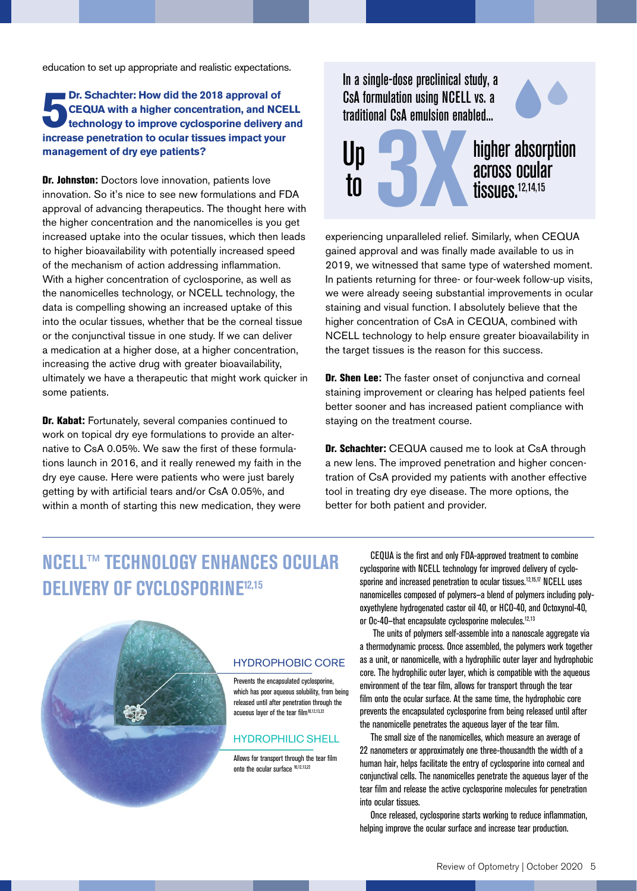education to set up appropriate and realistic expectations.

**5 Dr. Schachter: How did the 2018 approval of CEQUA with a higher concentration, and NCELL technology to improve cyclosporine delivery and increase penetration to ocular tissues impact your management of dry eye patients?**

**Dr. Johnston:** Doctors love innovation, patients love innovation. So it's nice to see new formulations and FDA approval of advancing therapeutics. The thought here with the higher concentration and the nanomicelles is you get increased uptake into the ocular tissues, which then leads to higher bioavailability with potentially increased speed of the mechanism of action addressing inflammation. With a higher concentration of cyclosporine, as well as the nanomicelles technology, or NCELL technology, the data is compelling showing an increased uptake of this into the ocular tissues, whether that be the corneal tissue or the conjunctival tissue in one study. If we can deliver a medication at a higher dose, at a higher concentration, increasing the active drug with greater bioavailability, ultimately we have a therapeutic that might work quicker in some patients.

**Dr. Kabat:** Fortunately, several companies continued to work on topical dry eye formulations to provide an alternative to CsA 0.05%. We saw the first of these formulations launch in 2016, and it really renewed my faith in the dry eye cause. Here were patients who were just barely getting by with artificial tears and/or CsA 0.05%, and within a month of starting this new medication, they were experiencing unparalleled relief. Similarly, when CEQUA gained approval and was finally made available to us in 2019, we witnessed that same type of watershed moment. In patients returning for three- or four-week follow-up visits, we were already seeing substantial improvements in ocular staining and visual function. I absolutely believe that the higher concentration of CsA in CEQUA, combined with NCELL technology to help ensure greater bioavailability in the target tissues is the reason for this success.

> In a single-dose preclinical study, a CsA formulation using NCELL vs. a traditional CsA emulsion enabled...
>
> **Up to 3X higher absorption across ocular tissues.**[12,14,15]

**Dr. Shen Lee:** The faster onset of conjunctiva and corneal staining improvement or clearing has helped patients feel better sooner and has increased patient compliance with staying on the treatment course.

**Dr. Schachter:** CEQUA caused me to look at CsA through a new lens. The improved penetration and higher concentration of CsA provided my patients with another effective tool in treating dry eye disease. The more options, the better for both patient and provider.

## NCELL™ TECHNOLOGY ENHANCES OCULAR DELIVERY OF CYCLOSPORINE[12,15]

**HYDROPHOBIC CORE**

Prevents the encapsulated cyclosporine, which has poor aqueous solubility, from being released until after penetration through the aqueous layer of the tear film[10,12,13,22]

**HYDROPHILIC SHELL**

Allows for transport through the tear film onto the ocular surface[10,12,13,22]

CEQUA is the first and only FDA-approved treatment to combine cyclosporine with NCELL technology for improved delivery of cyclosporine and increased penetration to ocular tissues.[12,15,17] NCELL uses nanomicelles composed of polymers–a blend of polymers including polyoxyethylene hydrogenated castor oil 40, or HCO-40, and Octoxynol-40, or Oc-40–that encapsulate cyclosporine molecules.[12,13]

The units of polymers self-assemble into a nanoscale aggregate via a thermodynamic process. Once assembled, the polymers work together as a unit, or nanomicelle, with a hydrophilic outer layer and hydrophobic core. The hydrophilic outer layer, which is compatible with the aqueous environment of the tear film, allows for transport through the tear film onto the ocular surface. At the same time, the hydrophobic core prevents the encapsulated cyclosporine from being released until after the nanomicelle penetrates the aqueous layer of the tear film.

The small size of the nanomicelles, which measure an average of 22 nanometers or approximately one three-thousandth the width of a human hair, helps facilitate the entry of cyclosporine into corneal and conjunctival cells. The nanomicelles penetrate the aqueous layer of the tear film and release the active cyclosporine molecules for penetration into ocular tissues.

Once released, cyclosporine starts working to reduce inflammation, helping improve the ocular surface and increase tear production.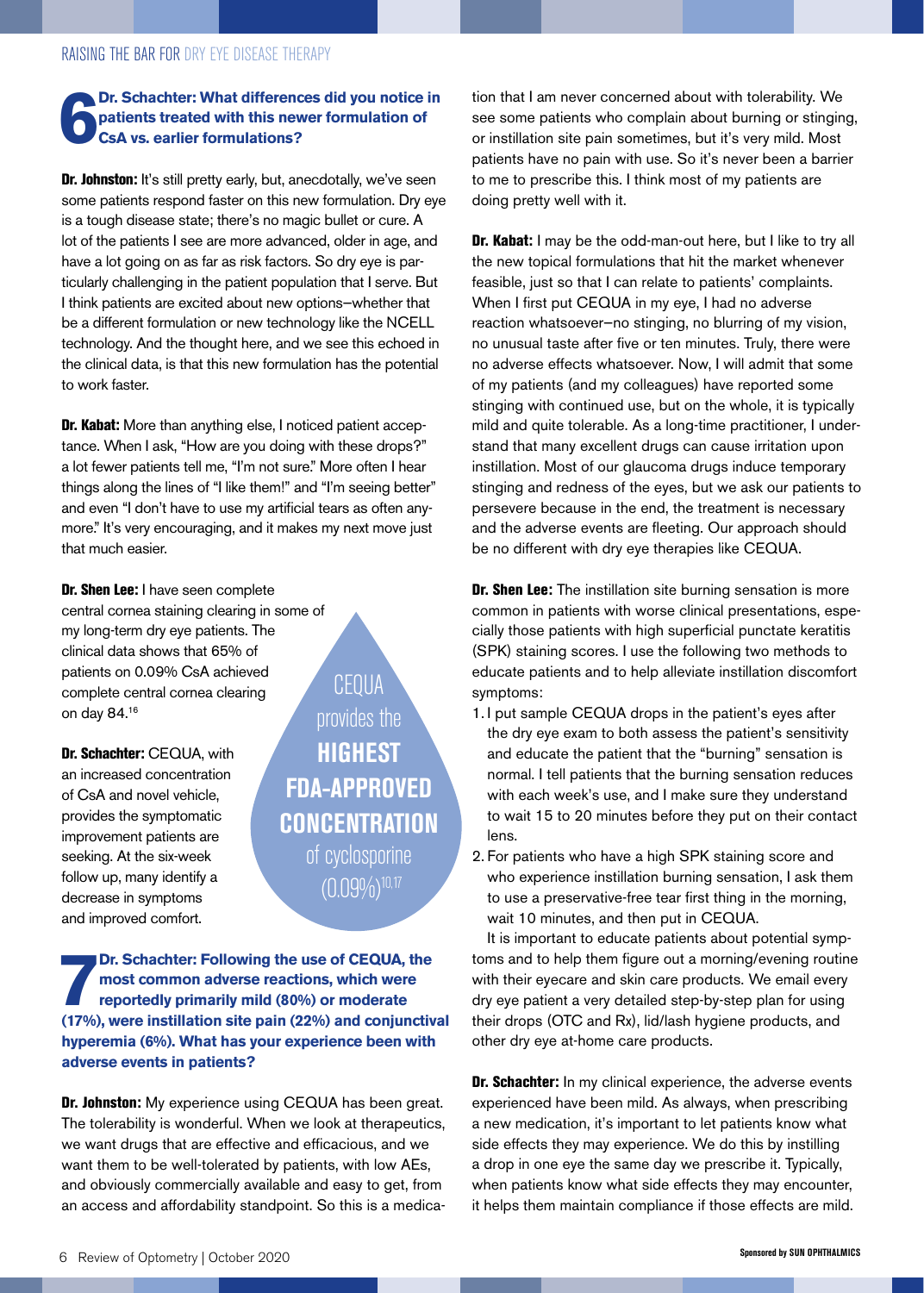### 6 Dr. Schachter: What differences did you notice in patients treated with this newer formulation of CsA vs. earlier formulations?

**Dr. Johnston:** It's still pretty early, but, anecdotally, we've seen some patients respond faster on this new formulation. Dry eye is a tough disease state; there's no magic bullet or cure. A lot of the patients I see are more advanced, older in age, and have a lot going on as far as risk factors. So dry eye is particularly challenging in the patient population that I serve. But I think patients are excited about new options—whether that be a different formulation or new technology like the NCELL technology. And the thought here, and we see this echoed in the clinical data, is that this new formulation has the potential to work faster.

**Dr. Kabat:** More than anything else, I noticed patient acceptance. When I ask, "How are you doing with these drops?" a lot fewer patients tell me, "I'm not sure." More often I hear things along the lines of "I like them!" and "I'm seeing better" and even "I don't have to use my artificial tears as often anymore." It's very encouraging, and it makes my next move just that much easier.

**Dr. Shen Lee:** I have seen complete central cornea staining clearing in some of my long-term dry eye patients. The clinical data shows that 65% of patients on 0.09% CsA achieved complete central cornea clearing on day 84.[16]

**Dr. Schachter:** CEQUA, with an increased concentration of CsA and novel vehicle, provides the symptomatic improvement patients are seeking. At the six-week follow up, many identify a decrease in symptoms and improved comfort.

> CEQUA provides the **HIGHEST FDA-APPROVED CONCENTRATION** of cyclosporine (0.09%)[10,17]

### 7 Dr. Schachter: Following the use of CEQUA, the most common adverse reactions, which were reportedly primarily mild (80%) or moderate (17%), were instillation site pain (22%) and conjunctival hyperemia (6%). What has your experience been with adverse events in patients?

**Dr. Johnston:** My experience using CEQUA has been great. The tolerability is wonderful. When we look at therapeutics, we want drugs that are effective and efficacious, and we want them to be well-tolerated by patients, with low AEs, and obviously commercially available and easy to get, from an access and affordability standpoint. So this is a medication that I am never concerned about with tolerability. We see some patients who complain about burning or stinging, or instillation site pain sometimes, but it's very mild. Most patients have no pain with use. So it's never been a barrier to me to prescribe this. I think most of my patients are doing pretty well with it.

**Dr. Kabat:** I may be the odd-man-out here, but I like to try all the new topical formulations that hit the market whenever feasible, just so that I can relate to patients' complaints. When I first put CEQUA in my eye, I had no adverse reaction whatsoever—no stinging, no blurring of my vision, no unusual taste after five or ten minutes. Truly, there were no adverse effects whatsoever. Now, I will admit that some of my patients (and my colleagues) have reported some stinging with continued use, but on the whole, it is typically mild and quite tolerable. As a long-time practitioner, I understand that many excellent drugs can cause irritation upon instillation. Most of our glaucoma drugs induce temporary stinging and redness of the eyes, but we ask our patients to persevere because in the end, the treatment is necessary and the adverse events are fleeting. Our approach should be no different with dry eye therapies like CEQUA.

**Dr. Shen Lee:** The instillation site burning sensation is more common in patients with worse clinical presentations, especially those patients with high superficial punctate keratitis (SPK) staining scores. I use the following two methods to educate patients and to help alleviate instillation discomfort symptoms:

1. I put sample CEQUA drops in the patient's eyes after the dry eye exam to both assess the patient's sensitivity and educate the patient that the "burning" sensation is normal. I tell patients that the burning sensation reduces with each week's use, and I make sure they understand to wait 15 to 20 minutes before they put on their contact lens.
2. For patients who have a high SPK staining score and who experience instillation burning sensation, I ask them to use a preservative-free tear first thing in the morning, wait 10 minutes, and then put in CEQUA.

It is important to educate patients about potential symptoms and to help them figure out a morning/evening routine with their eyecare and skin care products. We email every dry eye patient a very detailed step-by-step plan for using their drops (OTC and Rx), lid/lash hygiene products, and other dry eye at-home care products.

**Dr. Schachter:** In my clinical experience, the adverse events experienced have been mild. As always, when prescribing a new medication, it's important to let patients know what side effects they may experience. We do this by instilling a drop in one eye the same day we prescribe it. Typically, when patients know what side effects they may encounter, it helps them maintain compliance if those effects are mild.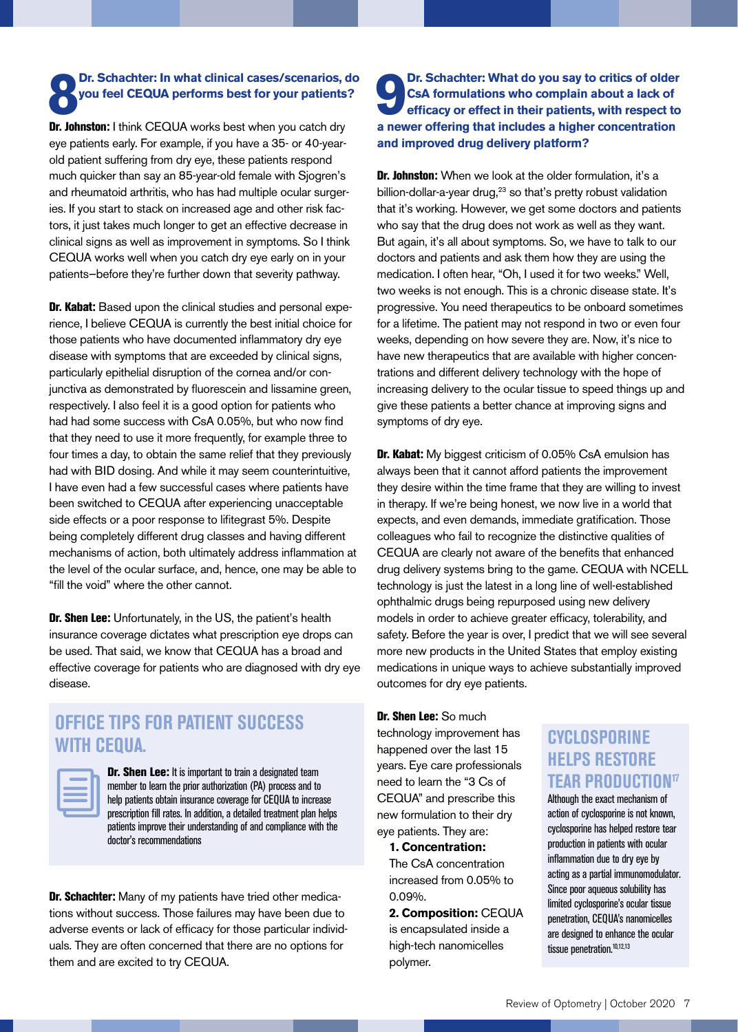## 8 Dr. Schachter: In what clinical cases/scenarios, do you feel CEQUA performs best for your patients?

**Dr. Johnston:** I think CEQUA works best when you catch dry eye patients early. For example, if you have a 35- or 40-year-old patient suffering from dry eye, these patients respond much quicker than say an 85-year-old female with Sjogren's and rheumatoid arthritis, who has had multiple ocular surgeries. If you start to stack on increased age and other risk factors, it just takes much longer to get an effective decrease in clinical signs as well as improvement in symptoms. So I think CEQUA works well when you catch dry eye early on in your patients—before they're further down that severity pathway.

**Dr. Kabat:** Based upon the clinical studies and personal experience, I believe CEQUA is currently the best initial choice for those patients who have documented inflammatory dry eye disease with symptoms that are exceeded by clinical signs, particularly epithelial disruption of the cornea and/or conjunctiva as demonstrated by fluorescein and lissamine green, respectively. I also feel it is a good option for patients who had had some success with CsA 0.05%, but who now find that they need to use it more frequently, for example three to four times a day, to obtain the same relief that they previously had with BID dosing. And while it may seem counterintuitive, I have even had a few successful cases where patients have been switched to CEQUA after experiencing unacceptable side effects or a poor response to lifitegrast 5%. Despite being completely different drug classes and having different mechanisms of action, both ultimately address inflammation at the level of the ocular surface, and, hence, one may be able to "fill the void" where the other cannot.

**Dr. Shen Lee:** Unfortunately, in the US, the patient's health insurance coverage dictates what prescription eye drops can be used. That said, we know that CEQUA has a broad and effective coverage for patients who are diagnosed with dry eye disease.

### OFFICE TIPS FOR PATIENT SUCCESS WITH CEQUA.

**Dr. Shen Lee:** It is important to train a designated team member to learn the prior authorization (PA) process and to help patients obtain insurance coverage for CEQUA to increase prescription fill rates. In addition, a detailed treatment plan helps patients improve their understanding of and compliance with the doctor's recommendations

**Dr. Schachter:** Many of my patients have tried other medications without success. Those failures may have been due to adverse events or lack of efficacy for those particular individuals. They are often concerned that there are no options for them and are excited to try CEQUA.

## 9 Dr. Schachter: What do you say to critics of older CsA formulations who complain about a lack of efficacy or effect in their patients, with respect to a newer offering that includes a higher concentration and improved drug delivery platform?

**Dr. Johnston:** When we look at the older formulation, it's a billion-dollar-a-year drug,[23] so that's pretty robust validation that it's working. However, we get some doctors and patients who say that the drug does not work as well as they want. But again, it's all about symptoms. So, we have to talk to our doctors and patients and ask them how they are using the medication. I often hear, "Oh, I used it for two weeks." Well, two weeks is not enough. This is a chronic disease state. It's progressive. You need therapeutics to be onboard sometimes for a lifetime. The patient may not respond in two or even four weeks, depending on how severe they are. Now, it's nice to have new therapeutics that are available with higher concentrations and different delivery technology with the hope of increasing delivery to the ocular tissue to speed things up and give these patients a better chance at improving signs and symptoms of dry eye.

**Dr. Kabat:** My biggest criticism of 0.05% CsA emulsion has always been that it cannot afford patients the improvement they desire within the time frame that they are willing to invest in therapy. If we're being honest, we now live in a world that expects, and even demands, immediate gratification. Those colleagues who fail to recognize the distinctive qualities of CEQUA are clearly not aware of the benefits that enhanced drug delivery systems bring to the game. CEQUA with NCELL technology is just the latest in a long line of well-established ophthalmic drugs being repurposed using new delivery models in order to achieve greater efficacy, tolerability, and safety. Before the year is over, I predict that we will see several more new products in the United States that employ existing medications in unique ways to achieve substantially improved outcomes for dry eye patients.

**Dr. Shen Lee:** So much technology improvement has happened over the last 15 years. Eye care professionals need to learn the "3 Cs of CEQUA" and prescribe this new formulation to their dry eye patients. They are:

**1. Concentration:** The CsA concentration increased from 0.05% to 0.09%.

**2. Composition:** CEQUA is encapsulated inside a high-tech nanomicelles polymer.

### CYCLOSPORINE HELPS RESTORE TEAR PRODUCTION[17]

Although the exact mechanism of action of cyclosporine is not known, cyclosporine has helped restore tear production in patients with ocular inflammation due to dry eye by acting as a partial immunomodulator. Since poor aqueous solubility has limited cyclosporine's ocular tissue penetration, CEQUA's nanomicelles are designed to enhance the ocular tissue penetration.[10,12,13]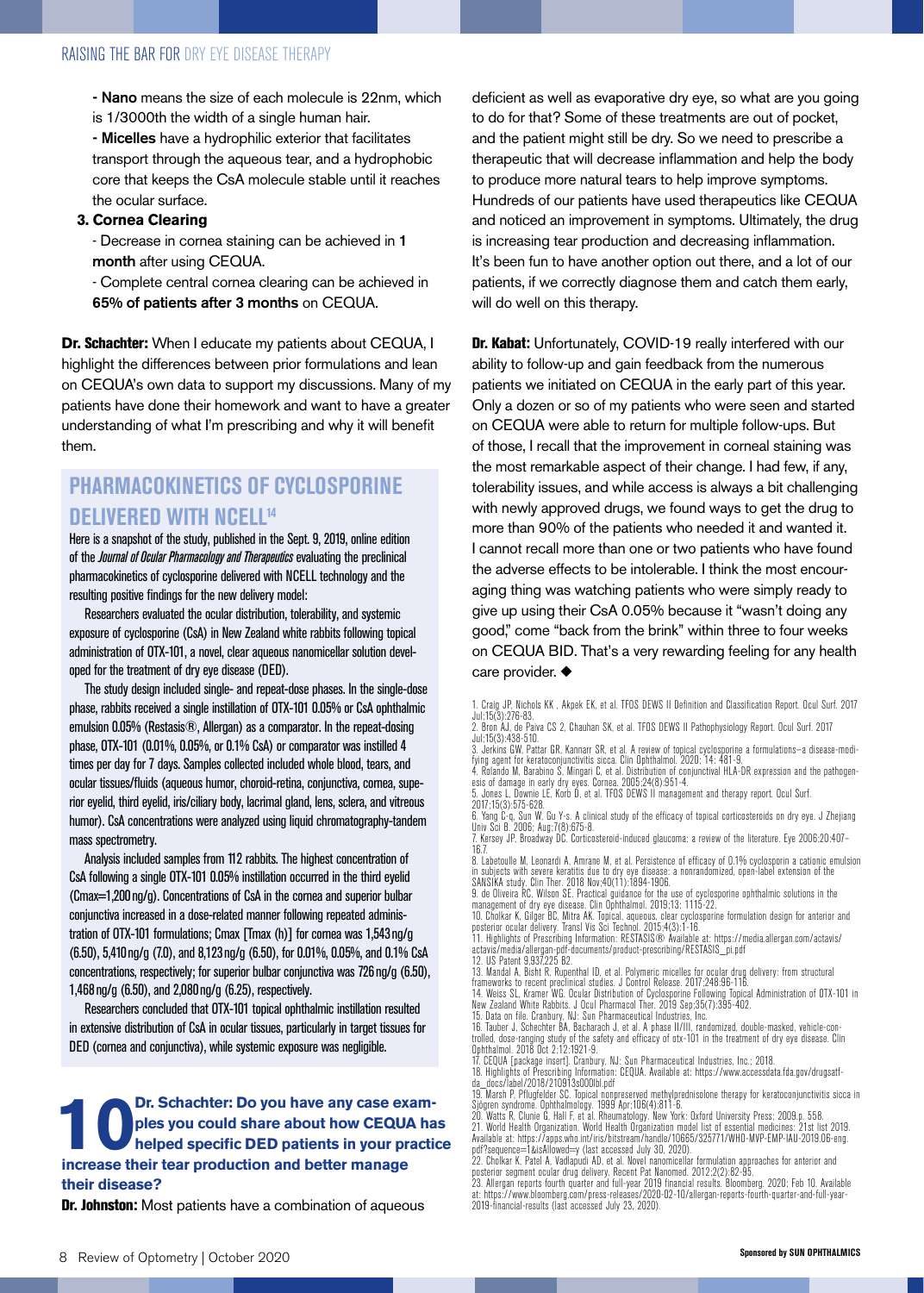- **Nano** means the size of each molecule is 22nm, which is 1/3000th the width of a single human hair.
- **Micelles** have a hydrophilic exterior that facilitates transport through the aqueous tear, and a hydrophobic core that keeps the CsA molecule stable until it reaches the ocular surface.

**3. Cornea Clearing**

- Decrease in cornea staining can be achieved in **1 month** after using CEQUA.
- Complete central cornea clearing can be achieved in **65% of patients after 3 months** on CEQUA.

**Dr. Schachter:** When I educate my patients about CEQUA, I highlight the differences between prior formulations and lean on CEQUA's own data to support my discussions. Many of my patients have done their homework and want to have a greater understanding of what I'm prescribing and why it will benefit them.

## PHARMACOKINETICS OF CYCLOSPORINE DELIVERED WITH NCELL[14]

Here is a snapshot of the study, published in the Sept. 9, 2019, online edition of the *Journal of Ocular Pharmacology and Therapeutics* evaluating the preclinical pharmacokinetics of cyclosporine delivered with NCELL technology and the resulting positive findings for the new delivery model:

Researchers evaluated the ocular distribution, tolerability, and systemic exposure of cyclosporine (CsA) in New Zealand white rabbits following topical administration of OTX-101, a novel, clear aqueous nanomicellar solution developed for the treatment of dry eye disease (DED).

The study design included single- and repeat-dose phases. In the single-dose phase, rabbits received a single instillation of OTX-101 0.05% or CsA ophthalmic emulsion 0.05% (Restasis®, Allergan) as a comparator. In the repeat-dosing phase, OTX-101 (0.01%, 0.05%, or 0.1% CsA) or comparator was instilled 4 times per day for 7 days. Samples collected included whole blood, tears, and ocular tissues/fluids (aqueous humor, choroid-retina, conjunctiva, cornea, superior eyelid, third eyelid, iris/ciliary body, lacrimal gland, lens, sclera, and vitreous humor). CsA concentrations were analyzed using liquid chromatography-tandem mass spectrometry.

Analysis included samples from 112 rabbits. The highest concentration of CsA following a single OTX-101 0.05% instillation occurred in the third eyelid (Cmax=1,200 ng/g). Concentrations of CsA in the cornea and superior bulbar conjunctiva increased in a dose-related manner following repeated administration of OTX-101 formulations; Cmax [Tmax (h)] for cornea was 1,543 ng/g (6.50), 5,410 ng/g (7.0), and 8,123 ng/g (6.50), for 0.01%, 0.05%, and 0.1% CsA concentrations, respectively; for superior bulbar conjunctiva was 726 ng/g (6.50), 1,468 ng/g (6.50), and 2,080 ng/g (6.25), respectively.

Researchers concluded that OTX-101 topical ophthalmic instillation resulted in extensive distribution of CsA in ocular tissues, particularly in target tissues for DED (cornea and conjunctiva), while systemic exposure was negligible.

**10 Dr. Schachter: Do you have any case examples you could share about how CEQUA has helped specific DED patients in your practice increase their tear production and better manage their disease?**

**Dr. Johnston:** Most patients have a combination of aqueous deficient as well as evaporative dry eye, so what are you going to do for that? Some of these treatments are out of pocket, and the patient might still be dry. So we need to prescribe a therapeutic that will decrease inflammation and help the body to produce more natural tears to help improve symptoms. Hundreds of our patients have used therapeutics like CEQUA and noticed an improvement in symptoms. Ultimately, the drug is increasing tear production and decreasing inflammation. It's been fun to have another option out there, and a lot of our patients, if we correctly diagnose them and catch them early, will do well on this therapy.

**Dr. Kabat:** Unfortunately, COVID-19 really interfered with our ability to follow-up and gain feedback from the numerous patients we initiated on CEQUA in the early part of this year. Only a dozen or so of my patients who were seen and started on CEQUA were able to return for multiple follow-ups. But of those, I recall that the improvement in corneal staining was the most remarkable aspect of their change. I had few, if any, tolerability issues, and while access is always a bit challenging with newly approved drugs, we found ways to get the drug to more than 90% of the patients who needed it and wanted it. I cannot recall more than one or two patients who have found the adverse effects to be intolerable. I think the most encouraging thing was watching patients who were simply ready to give up using their CsA 0.05% because it "wasn't doing any good," come "back from the brink" within three to four weeks on CEQUA BID. That's a very rewarding feeling for any health care provider. ◆

1. Craig JP, Nichols KK , Akpek EK, et al. TFOS DEWS II Definition and Classification Report. Ocul Surf. 2017 Jul;15(3):276-83.
2. Bron AJ, de Paiva CS 2, Chauhan SK, et al. TFOS DEWS II Pathophysiology Report. Ocul Surf. 2017 Jul;15(3):438-510.
3. Jerkins GW, Pattar GR, Kannarr SR, et al. A review of topical cyclosporine a formulations—a disease-modifying agent for keratoconjunctivitis sicca. Clin Ophthalmol. 2020; 14: 481-9.
4. Rolando M, Barabino S, Mingari C, et al. Distribution of conjunctival HLA-DR expression and the pathogenesis of damage in early dry eyes. Cornea. 2005;24(8):951-4.
5. Jones L, Downie LE, Korb D, et al. TFOS DEWS II management and therapy report. Ocul Surf. 2017;15(3):575-628.
6. Yang C-q, Sun W, Gu Y-s. A clinical study of the efficacy of topical corticosteroids on dry eye. J Zhejiang Univ Sci B. 2006; Aug;7(8):675-8.
7. Kersey JP, Broadway DC. Corticosteroid-induced glaucoma: a review of the literature. Eye 2006;20:407–16.7.
8. Labetoulle M, Leonardi A, Amrane M, et al. Persistence of efficacy of 0.1% cyclosporin a cationic emulsion in subjects with severe keratitis due to dry eye disease: a nonrandomized, open-label extension of the SANSIKA study. Clin Ther. 2018 Nov;40(11):1894-1906.
9. de Oliveira RC, Wilson SE. Practical guidance for the use of cyclosporine ophthalmic solutions in the management of dry eye disease. Clin Ophthalmol. 2019;13: 1115-22.
10. Cholkar K, Gilger BC, Mitra AK. Topical, aqueous, clear cyclosporine formulation design for anterior and posterior ocular delivery. Transl Vis Sci Technol. 2015;4(3):1-16.
11. Highlights of Prescribing Information: RESTASIS® Available at: https://media.allergan.com/actavis/actavis/media/allergan-pdf-documents/product-prescribing/RESTASIS_pi.pdf
12. US Patent 9,937,225 B2.
13. Mandal A, Bisht R, Rupenthal ID, et al. Polymeric micelles for ocular drug delivery: from structural frameworks to recent preclinical studies. J Control Release. 2017;248:96-116.
14. Weiss SL, Kramer WG. Ocular Distribution of Cyclosporine Following Topical Administration of OTX-101 in New Zealand White Rabbits. J Ocul Pharmacol Ther. 2019 Sep;35(7):395-402.
15. Data on file. Cranbury, NJ: Sun Pharmaceutical Industries, Inc.
16. Tauber J, Schechter BA, Bacharach J, et al. A phase II/III, randomized, double-masked, vehicle-controlled, dose-ranging study of the safety and efficacy of otx-101 in the treatment of dry eye disease. Clin Ophthalmol. 2018 Oct 2:12:1921-9.
17. CEQUA [package insert]. Cranbury, NJ: Sun Pharmaceutical Industries, Inc.; 2018.
18. Highlights of Prescribing Information: CEQUA. Available at: https://www.accessdata.fda.gov/drugsatfda_docs/label/2018/210913s000lbl.pdf
19. Marsh P, Pflugfelder SC. Topical nonpreserved methylprednisolone therapy for keratoconjunctivitis sicca in Sjögren syndrome. Ophthalmology. 1999 Apr;106(4):811-6.
20. Watts R, Clunie G, Hall F, et al. Rheumatology. New York: Oxford University Press; 2009.p. 558.
21. World Health Organization. World Health Organization model list of essential medicines: 21st list 2019. Available at: https://apps.who.int/iris/bitstream/handle/10665/325771/WHO-MVP-EMP-IAU-2019.06-eng.pdf?sequence=1&isAllowed=y (last accessed July 30, 2020).
22. Cholkar K, Patel A, Vadlapudi AD, et al. Novel nanomicellar formulation approaches for anterior and posterior segment ocular drug delivery. Recent Pat Nanomed. 2012;2(2):82-95.
23. Allergan reports fourth quarter and full-year 2019 financial results. Bloomberg. 2020; Feb 10. Available at: https://www.bloomberg.com/press-releases/2020-02-10/allergan-reports-fourth-quarter-and-full-year-2019-financial-results (last accessed July 23, 2020).

Sponsored by SUN OPHTHALMICS